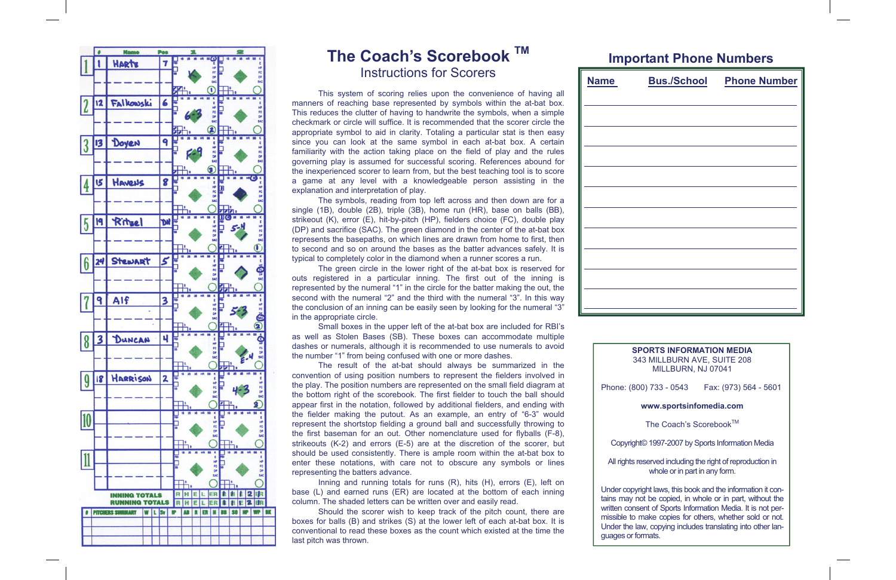# The Coach's Scorebook ™

## Instructions for Scorers

This system of scoring relies upon the convenience of having all manners of reaching base represented by symbols within the at-bat box. This reduces the clutter of having to handwrite the symbols, when a simple checkmark or circle will suffice. It is recommended that the scorer circle the appropriate symbol to aid in clarity. Totaling a particular stat is then easy since you can look at the same symbol in each at-bat box. A certain familiarity with the action taking place on the field of play and the rules governing play is assumed for successful scoring. References abound for the inexperienced scorer to learn from, but the best teaching tool is to score a game at any level with a knowledgeable person assisting in the explanation and interpretation of play.

The symbols, reading from top left across and then down are for a single (1B), double (2B), triple (3B), home run (HR), base on balls (BB), strikeout (K), error (E), hit-by-pitch (HP), fielders choice (FC), double play (DP) and sacrifice (SAC). The green diamond in the center of the at-bat box represents the basepaths, on which lines are drawn from home to first, then to second and so on around the bases as the batter advances safely. It is typical to completely color in the diamond when a runner scores a run.

The green circle in the lower right of the at-bat box is reserved for outs registered in a particular inning. The first out of the inning is represented by the numeral "1" in the circle for the batter making the out, the second with the numeral "2" and the third with the numeral "3". In this way the conclusion of an inning can be easily seen by looking for the numeral "3" in the appropriate circle.

Small boxes in the upper left of the at-bat box are included for RBI's as well as Stolen Bases (SB). These boxes can accommodate multiple dashes or numerals, although it is recommended to use numerals to avoid the number "1" from being confused with one or more dashes.

The result of the at-bat should always be summarized in the convention of using position numbers to represent the fielders involved in the play. The position numbers are represented on the small field diagram at the bottom right of the scorebook. The first fielder to touch the ball should appear first in the notation, followed by additional fielders, and ending with the fielder making the putout. As an example, an entry of "6-3" would represent the shortstop fielding a ground ball and successfully throwing to the first baseman for an out. Other nomenclature used for flyballs (F-8), strikeouts (K-2) and errors (E-5) are at the discretion of the scorer, but should be used consistently. There is ample room within the at-bat box to enter these notations, with care not to obscure any symbols or lines representing the batters advance.

Inning and running totals for runs (R), hits (H), errors (E), left on base (L) and earned runs (ER) are located at the bottom of each inning column. The shaded letters can be written over and easily read.

Should the scorer wish to keep track of the pitch count, there are boxes for balls (B) and strikes (S) at the lower left of each at-bat box. It is conventional to read these boxes as the count which existed at the time the last pitch was thrown.

## Important Phone Numbers

| Name | Bus./School | Phone Number |
|---|---|---|
| | | |
| | | |
| | | |
| | | |
| | | |
| | | |
| | | |
| | | |
| | | |
| | | |
| | | |

**SPORTS INFORMATION MEDIA**
343 MILLBURN AVE, SUITE 208
MILLBURN, NJ 07041

Phone: (800) 733 - 0543 Fax: (973) 564 - 5601

**www.sportsinfomedia.com**

The Coach's Scorebook™

Copyright© 1997-2007 by Sports Information Media

All rights reserved including the right of reproduction in whole or in part in any form.

Under copyright laws, this book and the information it contains may not be copied, in whole or in part, without the written consent of Sports Information Media. It is not permissible to make copies for others, whether sold or not. Under the law, copying includes translating into other languages or formats.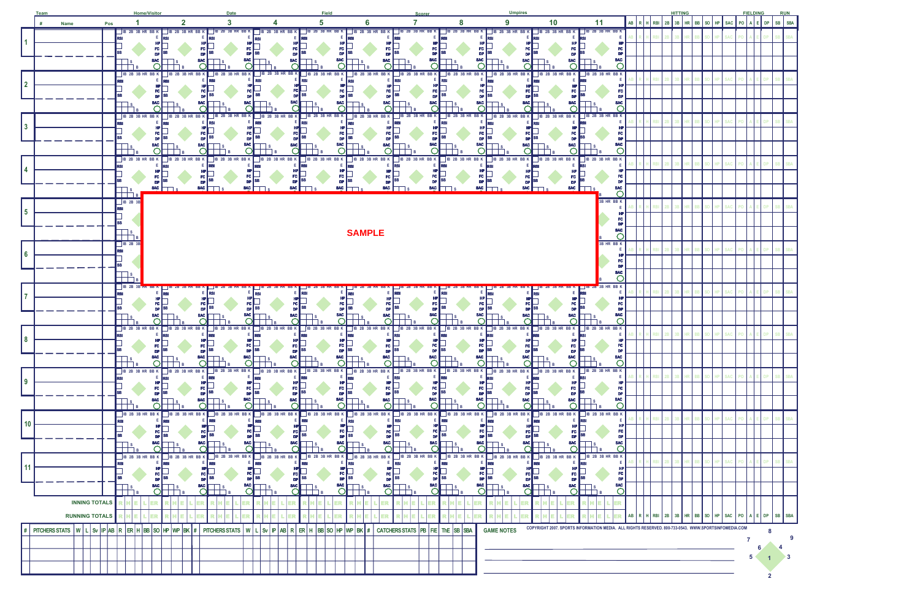Team | Home/Visitor | Date | Field | Scorer | Umpires

| # | Name | Pos | 1 | 2 | 3 | 4 | 5 | 6 | 7 | 8 | 9 | 10 | 11 | AB | R | H | RBI | 2B | 3B | HR | BB | SO | HP | SAC | PO | A | E | DP | SB | SBA |
|---|---|---|---|---|---|---|---|---|---|---|---|---|---|---|---|---|---|---|---|---|---|---|---|---|---|---|---|---|---|---|
| 1 | | | | | | | | | | | | | | | | | | | | | | | | | | | | | | |
| 2 | | | | | | | | | | | | | | | | | | | | | | | | | | | | | | |
| 3 | | | | | | | | | | | | | | | | | | | | | | | | | | | | | | |
| 4 | | | | | | | | | | | | | | | | | | | | | | | | | | | | | | |
| 5 | | | | | | | | | | | | | | | | | | | | | | | | | | | | | | |
| 6 | | | | | | | | | | | | | | | | | | | | | | | | | | | | | | |
| 7 | | | | | | | | | | | | | | | | | | | | | | | | | | | | | | |
| 8 | | | | | | | | | | | | | | | | | | | | | | | | | | | | | | |
| 9 | | | | | | | | | | | | | | | | | | | | | | | | | | | | | | |
| 10 | | | | | | | | | | | | | | | | | | | | | | | | | | | | | | |
| 11 | | | | | | | | | | | | | | | | | | | | | | | | | | | | | | |
| | INNING TOTALS | | R H E L ER | R H E L ER | R H E L ER | R H E L ER | R H E L ER | R H E L ER | R H E L ER | R H E L ER | R H E L ER | R H E L ER | R H E L ER | | | | | | | | | | | | | | | | | |
| | RUNNING TOTALS | | R H E L ER | R H E L ER | R H E L ER | R H E L ER | R H E L ER | R H E L ER | R H E L ER | R H E L ER | R H E L ER | R H E L ER | R H E L ER | AB | R | H | RBI | 2B | 3B | HR | BB | SO | HP | SAC | PO | A | E | DP | SB | SBA |

Each scoring box: 1B 2B 3B HR BB K, RBI, E, HP, FC, DP, SB, SAC, S, B

SAMPLE

| # | PITCHERS STATS | W | L | Sv | IP | AB | R | ER | H | BB | SO | HP | WP | BK |
|---|---|---|---|---|---|---|---|---|---|---|---|---|---|---|
| | | | | | | | | | | | | | | |
| | | | | | | | | | | | | | | |
| | | | | | | | | | | | | | | |

| # | PITCHERS STATS | W | L | Sv | IP | AB | R | ER | H | BB | SO | HP | WP | BK |
|---|---|---|---|---|---|---|---|---|---|---|---|---|---|---|
| | | | | | | | | | | | | | | |
| | | | | | | | | | | | | | | |
| | | | | | | | | | | | | | | |

| # | CATCHERS STATS | PB | FIE | ThE | SB | SBA |
|---|---|---|---|---|---|---|
| | | | | | | |
| | | | | | | |
| | | | | | | |

GAME NOTES

COPYRIGHT 2007. SPORTS INFORMATION MEDIA. ALL RIGHTS RESERVED. 800-733-0543. WWW.SPORTSINFOMEDIA.COM

8
7 9
6 4
5 1 3
2